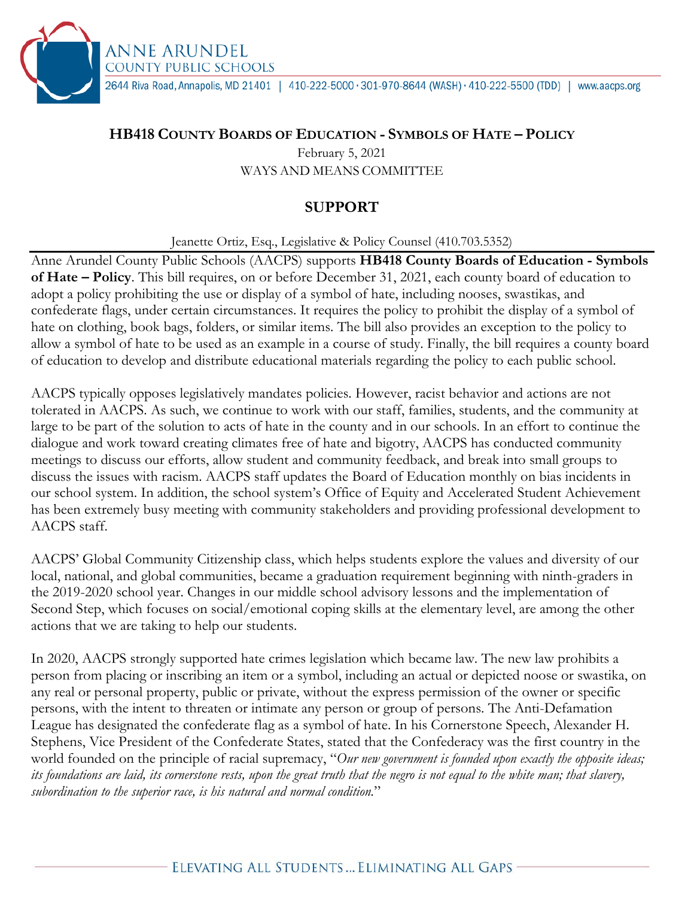ANNE ARUNDEL
COUNTY PUBLIC SCHOOLS
2644 Riva Road, Annapolis, MD 21401 | 410-222-5000 · 301-970-8644 (WASH) · 410-222-5500 (TDD) | www.aacps.org

## HB418 COUNTY BOARDS OF EDUCATION - SYMBOLS OF HATE – POLICY

February 5, 2021
WAYS AND MEANS COMMITTEE

## SUPPORT

Jeanette Ortiz, Esq., Legislative & Policy Counsel (410.703.5352)

Anne Arundel County Public Schools (AACPS) supports **HB418 County Boards of Education - Symbols of Hate – Policy**. This bill requires, on or before December 31, 2021, each county board of education to adopt a policy prohibiting the use or display of a symbol of hate, including nooses, swastikas, and confederate flags, under certain circumstances. It requires the policy to prohibit the display of a symbol of hate on clothing, book bags, folders, or similar items. The bill also provides an exception to the policy to allow a symbol of hate to be used as an example in a course of study. Finally, the bill requires a county board of education to develop and distribute educational materials regarding the policy to each public school.

AACPS typically opposes legislatively mandates policies. However, racist behavior and actions are not tolerated in AACPS. As such, we continue to work with our staff, families, students, and the community at large to be part of the solution to acts of hate in the county and in our schools. In an effort to continue the dialogue and work toward creating climates free of hate and bigotry, AACPS has conducted community meetings to discuss our efforts, allow student and community feedback, and break into small groups to discuss the issues with racism. AACPS staff updates the Board of Education monthly on bias incidents in our school system. In addition, the school system's Office of Equity and Accelerated Student Achievement has been extremely busy meeting with community stakeholders and providing professional development to AACPS staff.

AACPS' Global Community Citizenship class, which helps students explore the values and diversity of our local, national, and global communities, became a graduation requirement beginning with ninth-graders in the 2019-2020 school year. Changes in our middle school advisory lessons and the implementation of Second Step, which focuses on social/emotional coping skills at the elementary level, are among the other actions that we are taking to help our students.

In 2020, AACPS strongly supported hate crimes legislation which became law. The new law prohibits a person from placing or inscribing an item or a symbol, including an actual or depicted noose or swastika, on any real or personal property, public or private, without the express permission of the owner or specific persons, with the intent to threaten or intimate any person or group of persons. The Anti-Defamation League has designated the confederate flag as a symbol of hate. In his Cornerstone Speech, Alexander H. Stephens, Vice President of the Confederate States, stated that the Confederacy was the first country in the world founded on the principle of racial supremacy, "*Our new government is founded upon exactly the opposite ideas; its foundations are laid, its cornerstone rests, upon the great truth that the negro is not equal to the white man; that slavery, subordination to the superior race, is his natural and normal condition.*"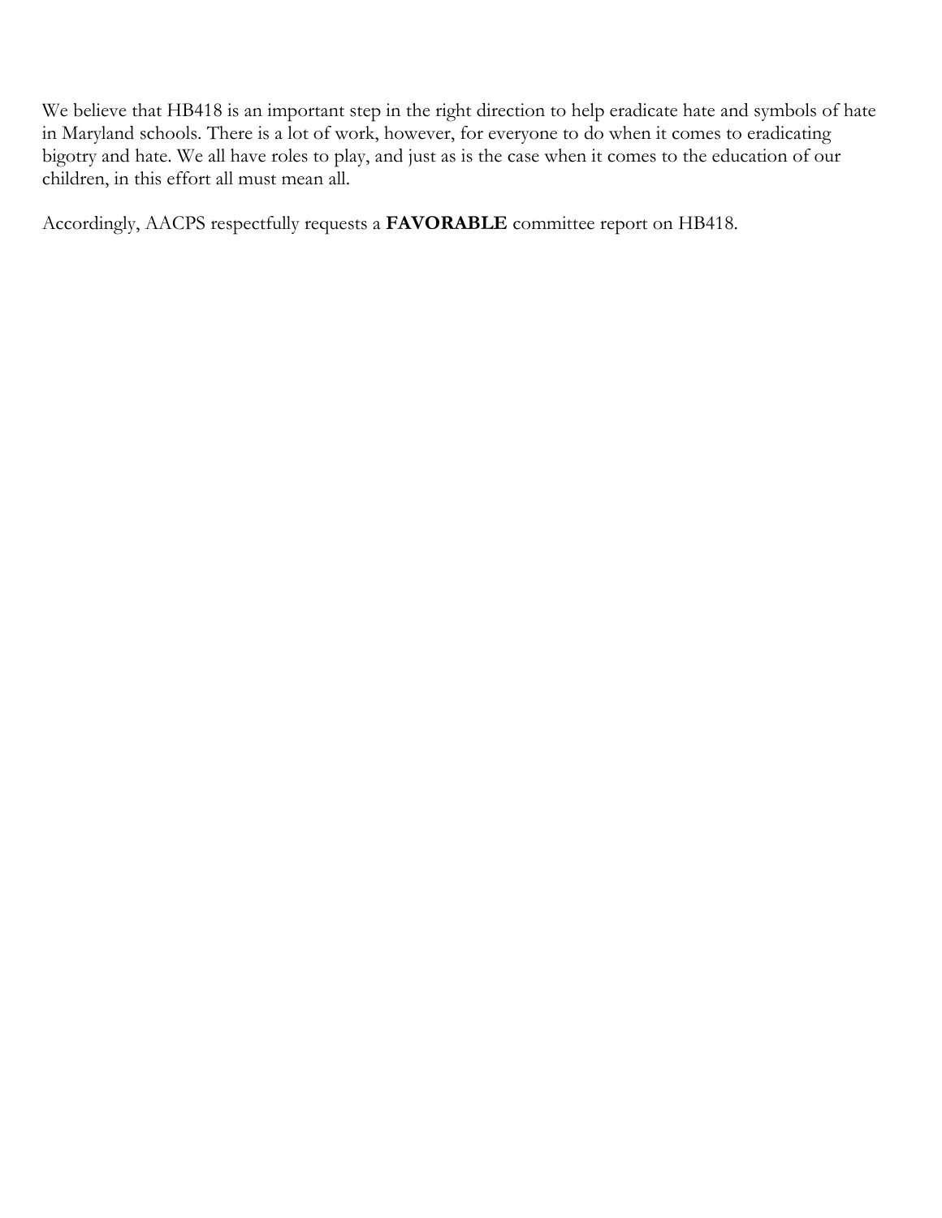We believe that HB418 is an important step in the right direction to help eradicate hate and symbols of hate in Maryland schools. There is a lot of work, however, for everyone to do when it comes to eradicating bigotry and hate. We all have roles to play, and just as is the case when it comes to the education of our children, in this effort all must mean all.

Accordingly, AACPS respectfully requests a **FAVORABLE** committee report on HB418.